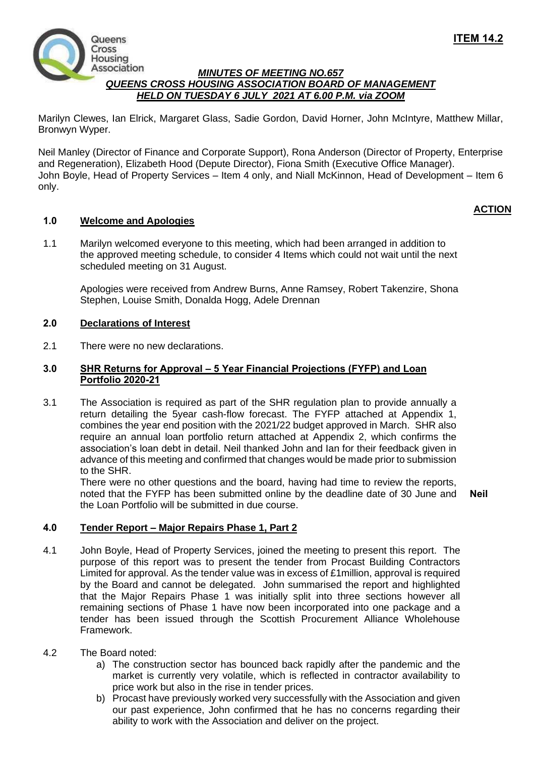**ITEM 14.2**

***MINUTES OF MEETING NO.657***
***QUEENS CROSS HOUSING ASSOCIATION BOARD OF MANAGEMENT***
***HELD ON TUESDAY 6 JULY 2021 AT 6.00 P.M. via ZOOM***

Marilyn Clewes, Ian Elrick, Margaret Glass, Sadie Gordon, David Horner, John McIntyre, Matthew Millar, Bronwyn Wyper.

Neil Manley (Director of Finance and Corporate Support), Rona Anderson (Director of Property, Enterprise and Regeneration), Elizabeth Hood (Depute Director), Fiona Smith (Executive Office Manager).
John Boyle, Head of Property Services – Item 4 only, and Niall McKinnon, Head of Development – Item 6 only.

**ACTION**

**1.0 Welcome and Apologies**

1.1 Marilyn welcomed everyone to this meeting, which had been arranged in addition to the approved meeting schedule, to consider 4 Items which could not wait until the next scheduled meeting on 31 August.

Apologies were received from Andrew Burns, Anne Ramsey, Robert Takenzire, Shona Stephen, Louise Smith, Donalda Hogg, Adele Drennan

**2.0 Declarations of Interest**

2.1 There were no new declarations.

**3.0 SHR Returns for Approval – 5 Year Financial Projections (FYFP) and Loan Portfolio 2020-21**

3.1 The Association is required as part of the SHR regulation plan to provide annually a return detailing the 5year cash-flow forecast. The FYFP attached at Appendix 1, combines the year end position with the 2021/22 budget approved in March. SHR also require an annual loan portfolio return attached at Appendix 2, which confirms the association's loan debt in detail. Neil thanked John and Ian for their feedback given in advance of this meeting and confirmed that changes would be made prior to submission to the SHR.
There were no other questions and the board, having had time to review the reports, noted that the FYFP has been submitted online by the deadline date of 30 June and the Loan Portfolio will be submitted in due course. **Neil**

**4.0 Tender Report – Major Repairs Phase 1, Part 2**

4.1 John Boyle, Head of Property Services, joined the meeting to present this report. The purpose of this report was to present the tender from Procast Building Contractors Limited for approval. As the tender value was in excess of £1million, approval is required by the Board and cannot be delegated. John summarised the report and highlighted that the Major Repairs Phase 1 was initially split into three sections however all remaining sections of Phase 1 have now been incorporated into one package and a tender has been issued through the Scottish Procurement Alliance Wholehouse Framework.

4.2 The Board noted:

a) The construction sector has bounced back rapidly after the pandemic and the market is currently very volatile, which is reflected in contractor availability to price work but also in the rise in tender prices.
b) Procast have previously worked very successfully with the Association and given our past experience, John confirmed that he has no concerns regarding their ability to work with the Association and deliver on the project.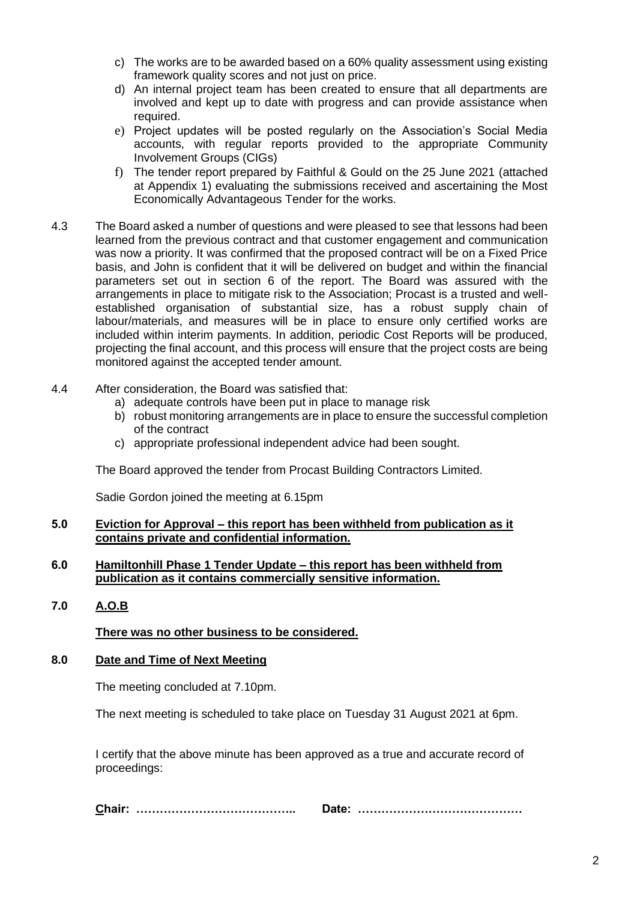c) The works are to be awarded based on a 60% quality assessment using existing framework quality scores and not just on price.
d) An internal project team has been created to ensure that all departments are involved and kept up to date with progress and can provide assistance when required.
e) Project updates will be posted regularly on the Association's Social Media accounts, with regular reports provided to the appropriate Community Involvement Groups (CIGs)
f) The tender report prepared by Faithful & Gould on the 25 June 2021 (attached at Appendix 1) evaluating the submissions received and ascertaining the Most Economically Advantageous Tender for the works.

4.3 The Board asked a number of questions and were pleased to see that lessons had been learned from the previous contract and that customer engagement and communication was now a priority. It was confirmed that the proposed contract will be on a Fixed Price basis, and John is confident that it will be delivered on budget and within the financial parameters set out in section 6 of the report. The Board was assured with the arrangements in place to mitigate risk to the Association; Procast is a trusted and well-established organisation of substantial size, has a robust supply chain of labour/materials, and measures will be in place to ensure only certified works are included within interim payments. In addition, periodic Cost Reports will be produced, projecting the final account, and this process will ensure that the project costs are being monitored against the accepted tender amount.

4.4 After consideration, the Board was satisfied that:
a) adequate controls have been put in place to manage risk
b) robust monitoring arrangements are in place to ensure the successful completion of the contract
c) appropriate professional independent advice had been sought.

The Board approved the tender from Procast Building Contractors Limited.

Sadie Gordon joined the meeting at 6.15pm

## 5.0 Eviction for Approval – this report has been withheld from publication as it contains private and confidential information.

## 6.0 Hamiltonhill Phase 1 Tender Update – this report has been withheld from publication as it contains commercially sensitive information.

## 7.0 A.O.B

**There was no other business to be considered.**

## 8.0 Date and Time of Next Meeting

The meeting concluded at 7.10pm.

The next meeting is scheduled to take place on Tuesday 31 August 2021 at 6pm.

I certify that the above minute has been approved as a true and accurate record of proceedings:

**Chair: ………………………………….. Date: ……………………………………**